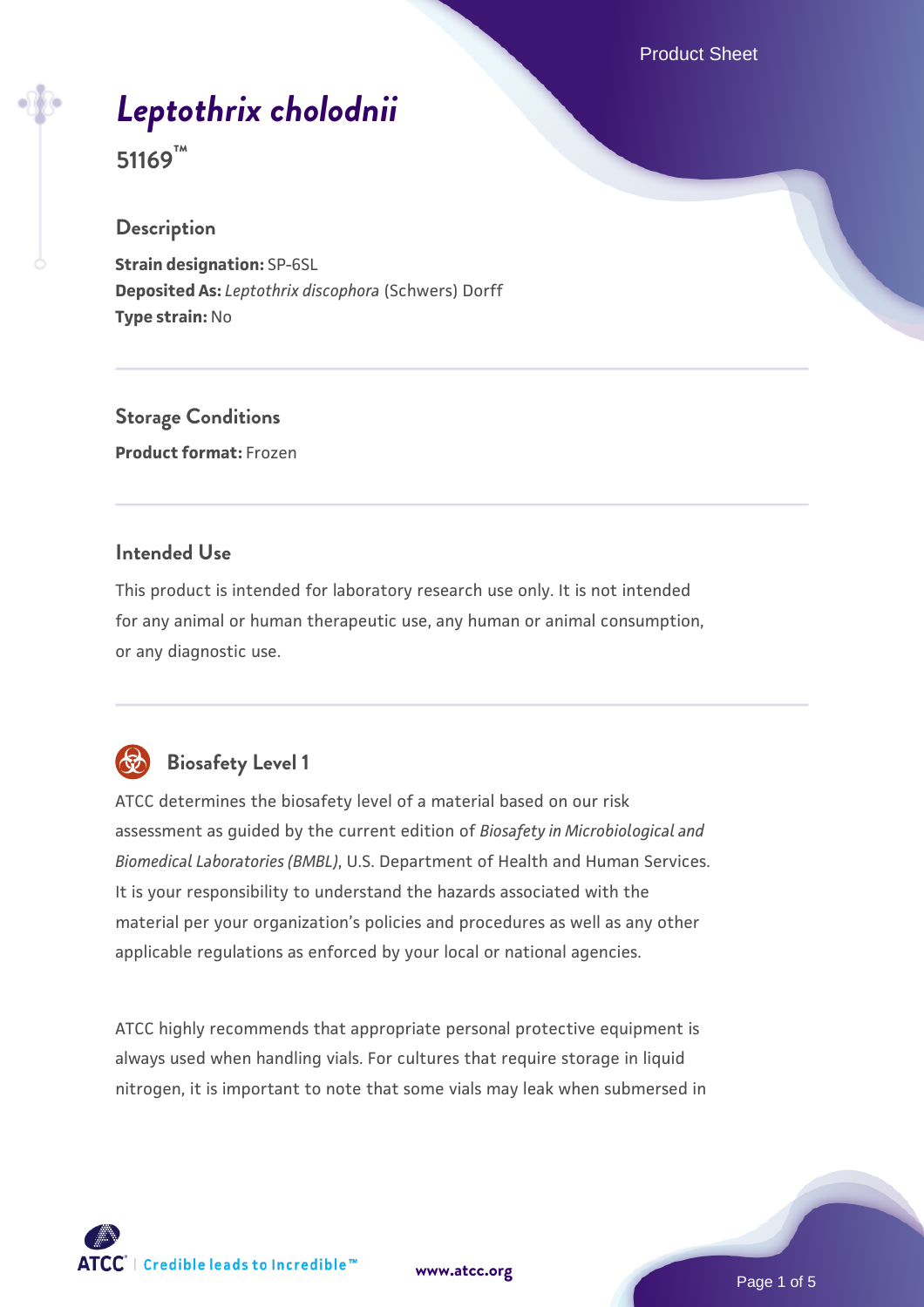# *Leptothrix cholodnii*

**51169™**

## Description

**Strain designation:** SP-6SL
**Deposited As:** *Leptothrix discophora* (Schwers) Dorff
**Type strain:** No

## Storage Conditions

**Product format:** Frozen

## Intended Use

This product is intended for laboratory research use only. It is not intended for any animal or human therapeutic use, any human or animal consumption, or any diagnostic use.

## Biosafety Level 1

ATCC determines the biosafety level of a material based on our risk assessment as guided by the current edition of *Biosafety in Microbiological and Biomedical Laboratories (BMBL)*, U.S. Department of Health and Human Services. It is your responsibility to understand the hazards associated with the material per your organization's policies and procedures as well as any other applicable regulations as enforced by your local or national agencies.

ATCC highly recommends that appropriate personal protective equipment is always used when handling vials. For cultures that require storage in liquid nitrogen, it is important to note that some vials may leak when submersed in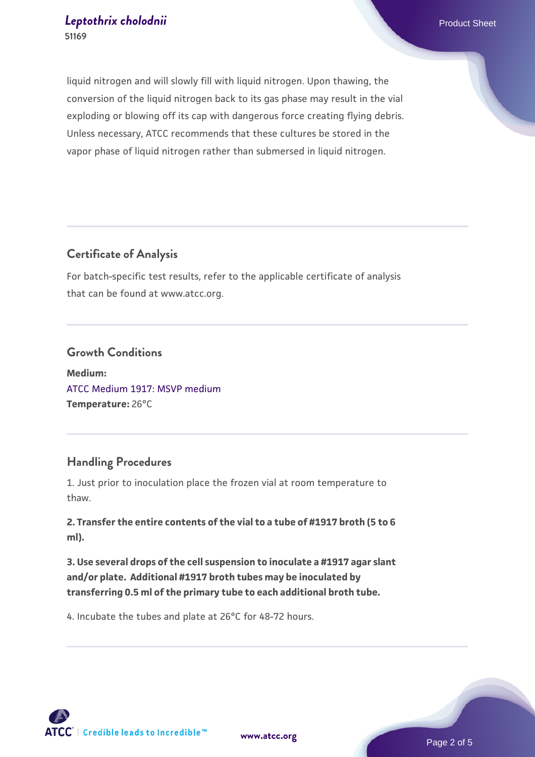liquid nitrogen and will slowly fill with liquid nitrogen. Upon thawing, the conversion of the liquid nitrogen back to its gas phase may result in the vial exploding or blowing off its cap with dangerous force creating flying debris. Unless necessary, ATCC recommends that these cultures be stored in the vapor phase of liquid nitrogen rather than submersed in liquid nitrogen.

## Certificate of Analysis

For batch-specific test results, refer to the applicable certificate of analysis that can be found at www.atcc.org.

## Growth Conditions

**Medium:**
ATCC Medium 1917: MSVP medium
**Temperature:** 26°C

## Handling Procedures

1. Just prior to inoculation place the frozen vial at room temperature to thaw.

**2. Transfer the entire contents of the vial to a tube of #1917 broth (5 to 6 ml).**

**3. Use several drops of the cell suspension to inoculate a #1917 agar slant and/or plate. Additional #1917 broth tubes may be inoculated by transferring 0.5 ml of the primary tube to each additional broth tube.**

4. Incubate the tubes and plate at 26°C for 48-72 hours.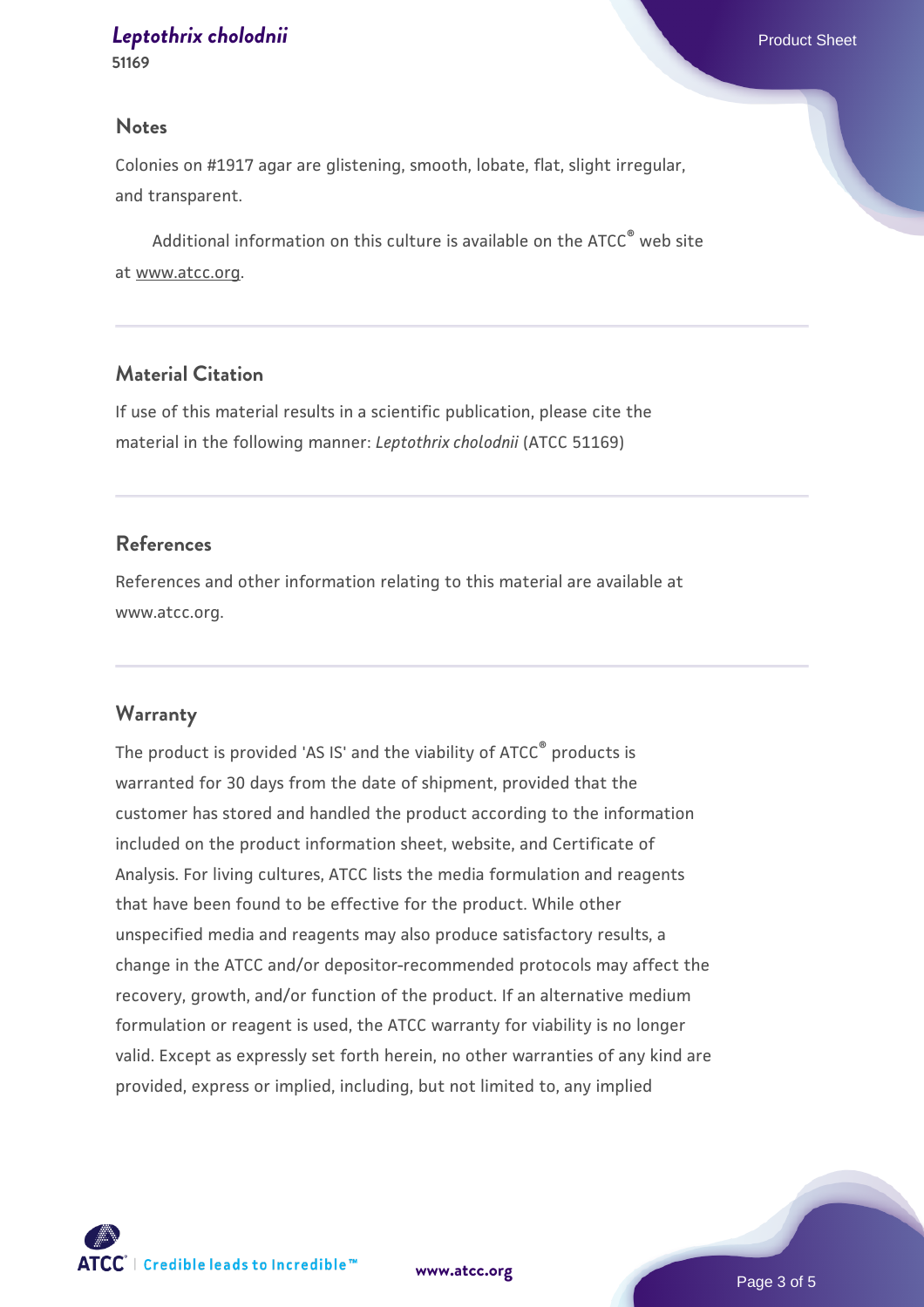## Notes

Colonies on #1917 agar are glistening, smooth, lobate, flat, slight irregular, and transparent.

Additional information on this culture is available on the ATCC® web site at www.atcc.org.

## Material Citation

If use of this material results in a scientific publication, please cite the material in the following manner: *Leptothrix cholodnii* (ATCC 51169)

## References

References and other information relating to this material are available at www.atcc.org.

## Warranty

The product is provided 'AS IS' and the viability of ATCC® products is warranted for 30 days from the date of shipment, provided that the customer has stored and handled the product according to the information included on the product information sheet, website, and Certificate of Analysis. For living cultures, ATCC lists the media formulation and reagents that have been found to be effective for the product. While other unspecified media and reagents may also produce satisfactory results, a change in the ATCC and/or depositor-recommended protocols may affect the recovery, growth, and/or function of the product. If an alternative medium formulation or reagent is used, the ATCC warranty for viability is no longer valid. Except as expressly set forth herein, no other warranties of any kind are provided, express or implied, including, but not limited to, any implied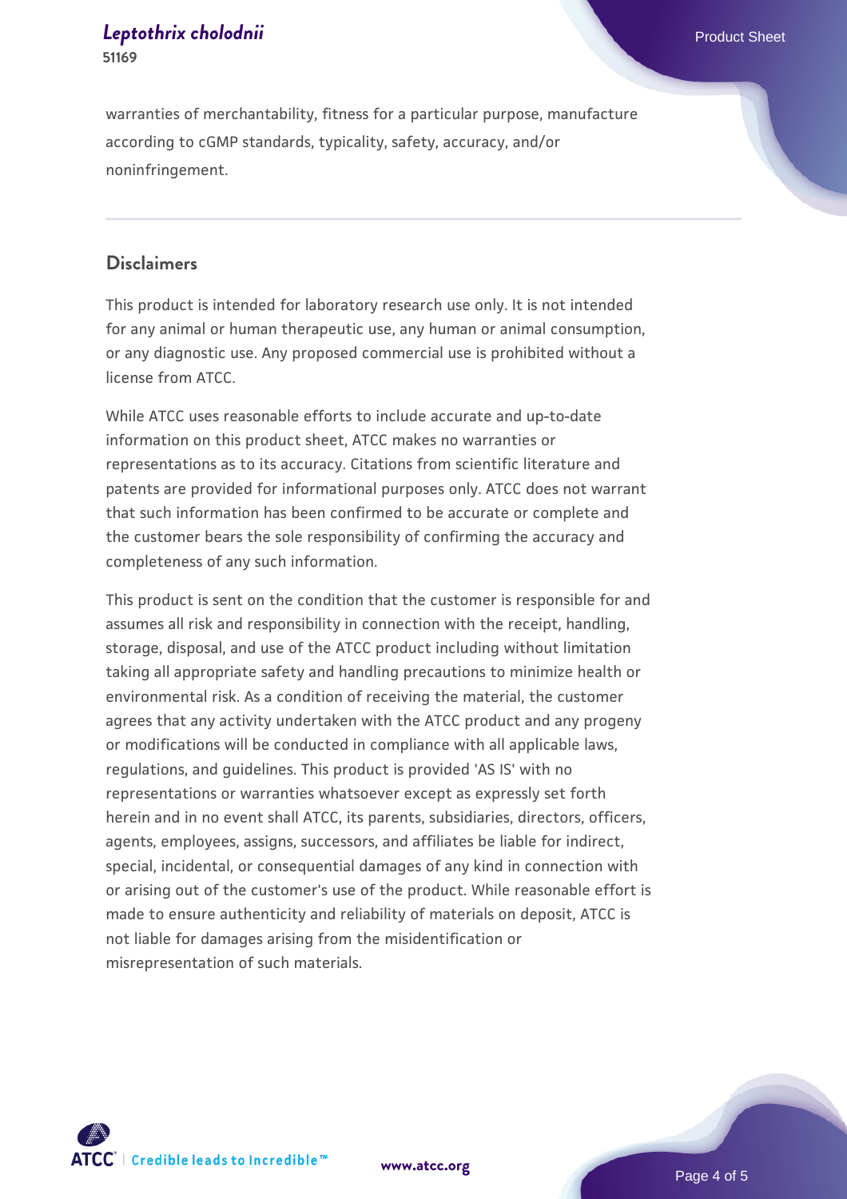warranties of merchantability, fitness for a particular purpose, manufacture according to cGMP standards, typicality, safety, accuracy, and/or noninfringement.

## Disclaimers

This product is intended for laboratory research use only. It is not intended for any animal or human therapeutic use, any human or animal consumption, or any diagnostic use. Any proposed commercial use is prohibited without a license from ATCC.

While ATCC uses reasonable efforts to include accurate and up-to-date information on this product sheet, ATCC makes no warranties or representations as to its accuracy. Citations from scientific literature and patents are provided for informational purposes only. ATCC does not warrant that such information has been confirmed to be accurate or complete and the customer bears the sole responsibility of confirming the accuracy and completeness of any such information.

This product is sent on the condition that the customer is responsible for and assumes all risk and responsibility in connection with the receipt, handling, storage, disposal, and use of the ATCC product including without limitation taking all appropriate safety and handling precautions to minimize health or environmental risk. As a condition of receiving the material, the customer agrees that any activity undertaken with the ATCC product and any progeny or modifications will be conducted in compliance with all applicable laws, regulations, and guidelines. This product is provided 'AS IS' with no representations or warranties whatsoever except as expressly set forth herein and in no event shall ATCC, its parents, subsidiaries, directors, officers, agents, employees, assigns, successors, and affiliates be liable for indirect, special, incidental, or consequential damages of any kind in connection with or arising out of the customer's use of the product. While reasonable effort is made to ensure authenticity and reliability of materials on deposit, ATCC is not liable for damages arising from the misidentification or misrepresentation of such materials.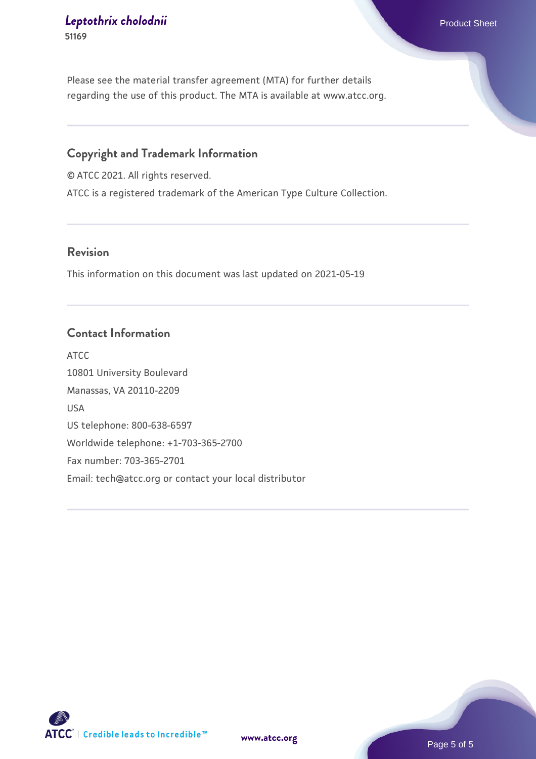Please see the material transfer agreement (MTA) for further details regarding the use of this product. The MTA is available at www.atcc.org.

## Copyright and Trademark Information

© ATCC 2021. All rights reserved.

ATCC is a registered trademark of the American Type Culture Collection.

## Revision

This information on this document was last updated on 2021-05-19

## Contact Information

ATCC
10801 University Boulevard
Manassas, VA 20110-2209
USA
US telephone: 800-638-6597
Worldwide telephone: +1-703-365-2700
Fax number: 703-365-2701
Email: tech@atcc.org or contact your local distributor